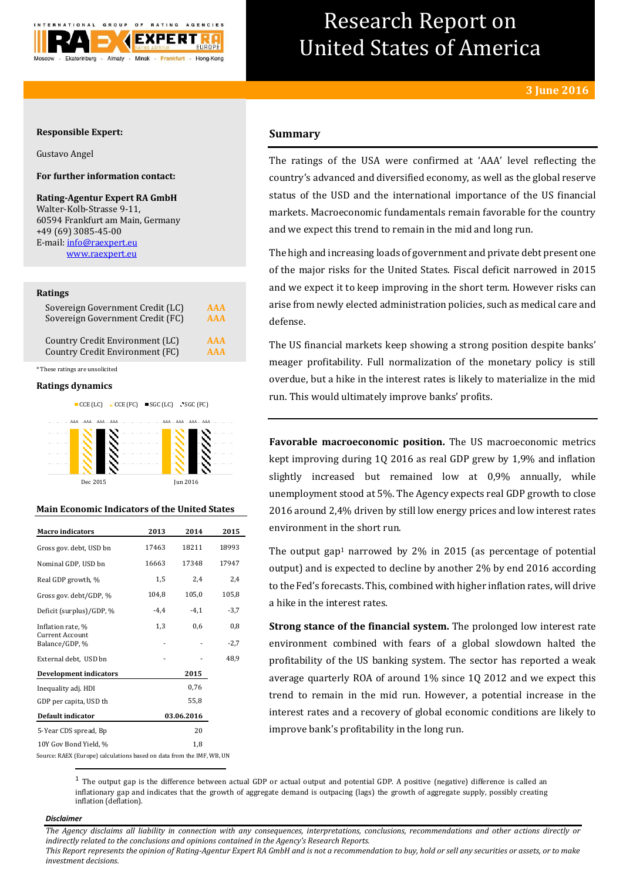# Research Report on United States of America

**3 June 2016**

**Responsible Expert:**

Gustavo Angel

**For further information contact:**

**Rating-Agentur Expert RA GmbH**
Walter-Kolb-Strasse 9-11,
60594 Frankfurt am Main, Germany
+49 (69) 3085-45-00
E-mail: info@raexpert.eu
www.raexpert.eu

**Ratings**

| | |
|---|---|
| Sovereign Government Credit (LC) | AAA |
| Sovereign Government Credit (FC) | AAA |
| Country Credit Environment (LC) | AAA |
| Country Credit Environment (FC) | AAA |

*These ratings are unsolicited

**Ratings dynamics**

CCE (LC) CCE (FC) SGC (LC) SGC (FC)

AAA AAA AAA AAA — Dec 2015
AAA AAA AAA AAA — Jun 2016

**Main Economic Indicators of the United States**

| Macro indicators | 2013 | 2014 | 2015 |
|---|---|---|---|
| Gross gov. debt, USD bn | 17463 | 18211 | 18993 |
| Nominal GDP, USD bn | 16663 | 17348 | 17947 |
| Real GDP growth, % | 1,5 | 2,4 | 2,4 |
| Gross gov. debt/GDP, % | 104,8 | 105,0 | 105,8 |
| Deficit (surplus)/GDP, % | -4,4 | -4,1 | -3,7 |
| Inflation rate, % | 1,3 | 0,6 | 0,8 |
| Current Account Balance/GDP, % | - | - | -2,7 |
| External debt, USD bn | - | - | 48,9 |
| **Development indicators** | | **2015** | |
| Inequality adj. HDI | | 0,76 | |
| GDP per capita, USD th | | 55,8 | |
| **Default indicator** | | **03.06.2016** | |
| 5-Year CDS spread, Bp | | 20 | |
| 10Y Gov Bond Yield, % | | 1,8 | |

Source: RAEX (Europe) calculations based on data from the IMF, WB, UN

## Summary

The ratings of the USA were confirmed at 'AAA' level reflecting the country's advanced and diversified economy, as well as the global reserve status of the USD and the international importance of the US financial markets. Macroeconomic fundamentals remain favorable for the country and we expect this trend to remain in the mid and long run.

The high and increasing loads of government and private debt present one of the major risks for the United States. Fiscal deficit narrowed in 2015 and we expect it to keep improving in the short term. However risks can arise from newly elected administration policies, such as medical care and defense.

The US financial markets keep showing a strong position despite banks' meager profitability. Full normalization of the monetary policy is still overdue, but a hike in the interest rates is likely to materialize in the mid run. This would ultimately improve banks' profits.

**Favorable macroeconomic position.** The US macroeconomic metrics kept improving during 1Q 2016 as real GDP grew by 1,9% and inflation slightly increased but remained low at 0,9% annually, while unemployment stood at 5%. The Agency expects real GDP growth to close 2016 around 2,4% driven by still low energy prices and low interest rates environment in the short run.

The output gap[1] narrowed by 2% in 2015 (as percentage of potential output) and is expected to decline by another 2% by end 2016 according to the Fed's forecasts. This, combined with higher inflation rates, will drive a hike in the interest rates.

**Strong stance of the financial system.** The prolonged low interest rate environment combined with fears of a global slowdown halted the profitability of the US banking system. The sector has reported a weak average quarterly ROA of around 1% since 1Q 2012 and we expect this trend to remain in the mid run. However, a potential increase in the interest rates and a recovery of global economic conditions are likely to improve bank's profitability in the long run.

[1] The output gap is the difference between actual GDP or actual output and potential GDP. A positive (negative) difference is called an inflationary gap and indicates that the growth of aggregate demand is outpacing (lags) the growth of aggregate supply, possibly creating inflation (deflation).

***Disclaimer***

*The Agency disclaims all liability in connection with any consequences, interpretations, conclusions, recommendations and other actions directly or indirectly related to the conclusions and opinions contained in the Agency's Research Reports.*
*This Report represents the opinion of Rating-Agentur Expert RA GmbH and is not a recommendation to buy, hold or sell any securities or assets, or to make investment decisions.*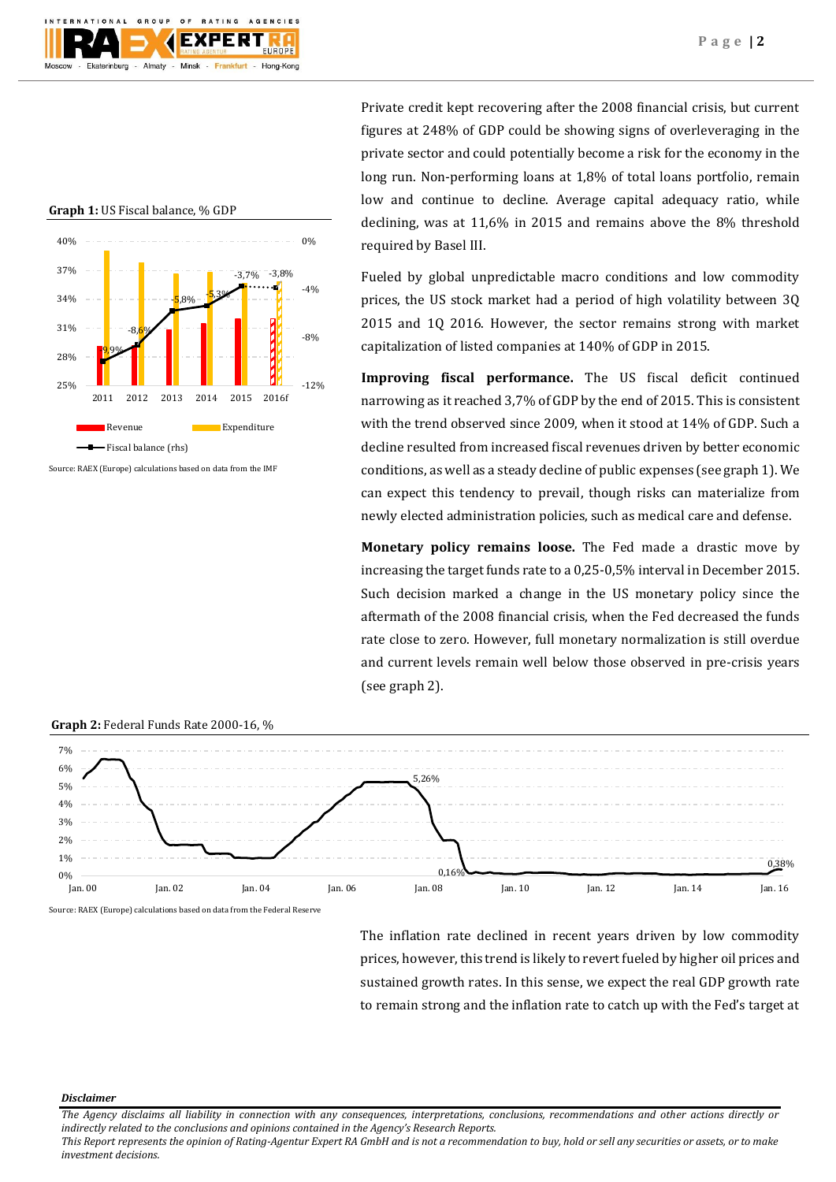**Graph 1:** US Fiscal balance, % GDP

Source: RAEX (Europe) calculations based on data from the IMF

Private credit kept recovering after the 2008 financial crisis, but current figures at 248% of GDP could be showing signs of overleveraging in the private sector and could potentially become a risk for the economy in the long run. Non-performing loans at 1,8% of total loans portfolio, remain low and continue to decline. Average capital adequacy ratio, while declining, was at 11,6% in 2015 and remains above the 8% threshold required by Basel III.

Fueled by global unpredictable macro conditions and low commodity prices, the US stock market had a period of high volatility between 3Q 2015 and 1Q 2016. However, the sector remains strong with market capitalization of listed companies at 140% of GDP in 2015.

**Improving fiscal performance.** The US fiscal deficit continued narrowing as it reached 3,7% of GDP by the end of 2015. This is consistent with the trend observed since 2009, when it stood at 14% of GDP. Such a decline resulted from increased fiscal revenues driven by better economic conditions, as well as a steady decline of public expenses (see graph 1). We can expect this tendency to prevail, though risks can materialize from newly elected administration policies, such as medical care and defense.

**Monetary policy remains loose.** The Fed made a drastic move by increasing the target funds rate to a 0,25-0,5% interval in December 2015. Such decision marked a change in the US monetary policy since the aftermath of the 2008 financial crisis, when the Fed decreased the funds rate close to zero. However, full monetary normalization is still overdue and current levels remain well below those observed in pre-crisis years (see graph 2).

**Graph 2:** Federal Funds Rate 2000-16, %

Source: RAEX (Europe) calculations based on data from the Federal Reserve

The inflation rate declined in recent years driven by low commodity prices, however, this trend is likely to revert fueled by higher oil prices and sustained growth rates. In this sense, we expect the real GDP growth rate to remain strong and the inflation rate to catch up with the Fed's target at

***Disclaimer***

*The Agency disclaims all liability in connection with any consequences, interpretations, conclusions, recommendations and other actions directly or indirectly related to the conclusions and opinions contained in the Agency's Research Reports.*
*This Report represents the opinion of Rating-Agentur Expert RA GmbH and is not a recommendation to buy, hold or sell any securities or assets, or to make investment decisions.*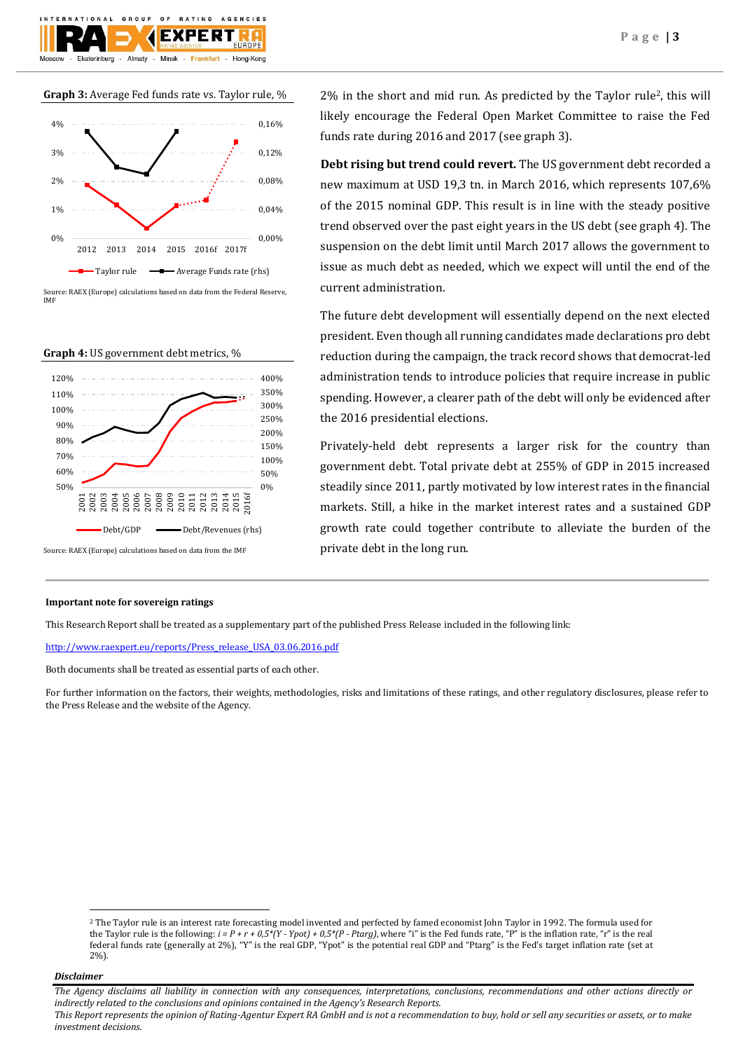**Graph 3:** Average Fed funds rate vs. Taylor rule, %

4%
3%
2%
1%
0%

0,16%
0,12%
0,08%
0,04%
0,00%

2012 2013 2014 2015 2016f 2017f

Taylor rule — Average Funds rate (rhs)

Source: RAEX (Europe) calculations based on data from the Federal Reserve, IMF

**Graph 4:** US government debt metrics, %

120%
110%
100%
90%
80%
70%
60%
50%

400%
350%
300%
250%
200%
150%
100%
50%
0%

2001 2002 2003 2004 2005 2006 2007 2008 2009 2010 2011 2012 2013 2014 2015 2016f

Debt/GDP — Debt/Revenues (rhs)

Source: RAEX (Europe) calculations based on data from the IMF

2% in the short and mid run. As predicted by the Taylor rule[2], this will likely encourage the Federal Open Market Committee to raise the Fed funds rate during 2016 and 2017 (see graph 3).

**Debt rising but trend could revert.** The US government debt recorded a new maximum at USD 19,3 tn. in March 2016, which represents 107,6% of the 2015 nominal GDP. This result is in line with the steady positive trend observed over the past eight years in the US debt (see graph 4). The suspension on the debt limit until March 2017 allows the government to issue as much debt as needed, which we expect will until the end of the current administration.

The future debt development will essentially depend on the next elected president. Even though all running candidates made declarations pro debt reduction during the campaign, the track record shows that democrat-led administration tends to introduce policies that require increase in public spending. However, a clearer path of the debt will only be evidenced after the 2016 presidential elections.

Privately-held debt represents a larger risk for the country than government debt. Total private debt at 255% of GDP in 2015 increased steadily since 2011, partly motivated by low interest rates in the financial markets. Still, a hike in the market interest rates and a sustained GDP growth rate could together contribute to alleviate the burden of the private debt in the long run.

---

**Important note for sovereign ratings**

This Research Report shall be treated as a supplementary part of the published Press Release included in the following link:

http://www.raexpert.eu/reports/Press_release_USA_03.06.2016.pdf

Both documents shall be treated as essential parts of each other.

For further information on the factors, their weights, methodologies, risks and limitations of these ratings, and other regulatory disclosures, please refer to the Press Release and the website of the Agency.

---

[2] The Taylor rule is an interest rate forecasting model invented and perfected by famed economist John Taylor in 1992. The formula used for the Taylor rule is the following: $i = P + r + 0,5*(Y - Ypot) + 0,5*(P - Ptarg)$, where "i" is the Fed funds rate, "P" is the inflation rate, "r" is the real federal funds rate (generally at 2%), "Y" is the real GDP, "Ypot" is the potential real GDP and "Ptarg" is the Fed's target inflation rate (set at 2%).

***Disclaimer***

*The Agency disclaims all liability in connection with any consequences, interpretations, conclusions, recommendations and other actions directly or indirectly related to the conclusions and opinions contained in the Agency's Research Reports.*
*This Report represents the opinion of Rating-Agentur Expert RA GmbH and is not a recommendation to buy, hold or sell any securities or assets, or to make investment decisions.*